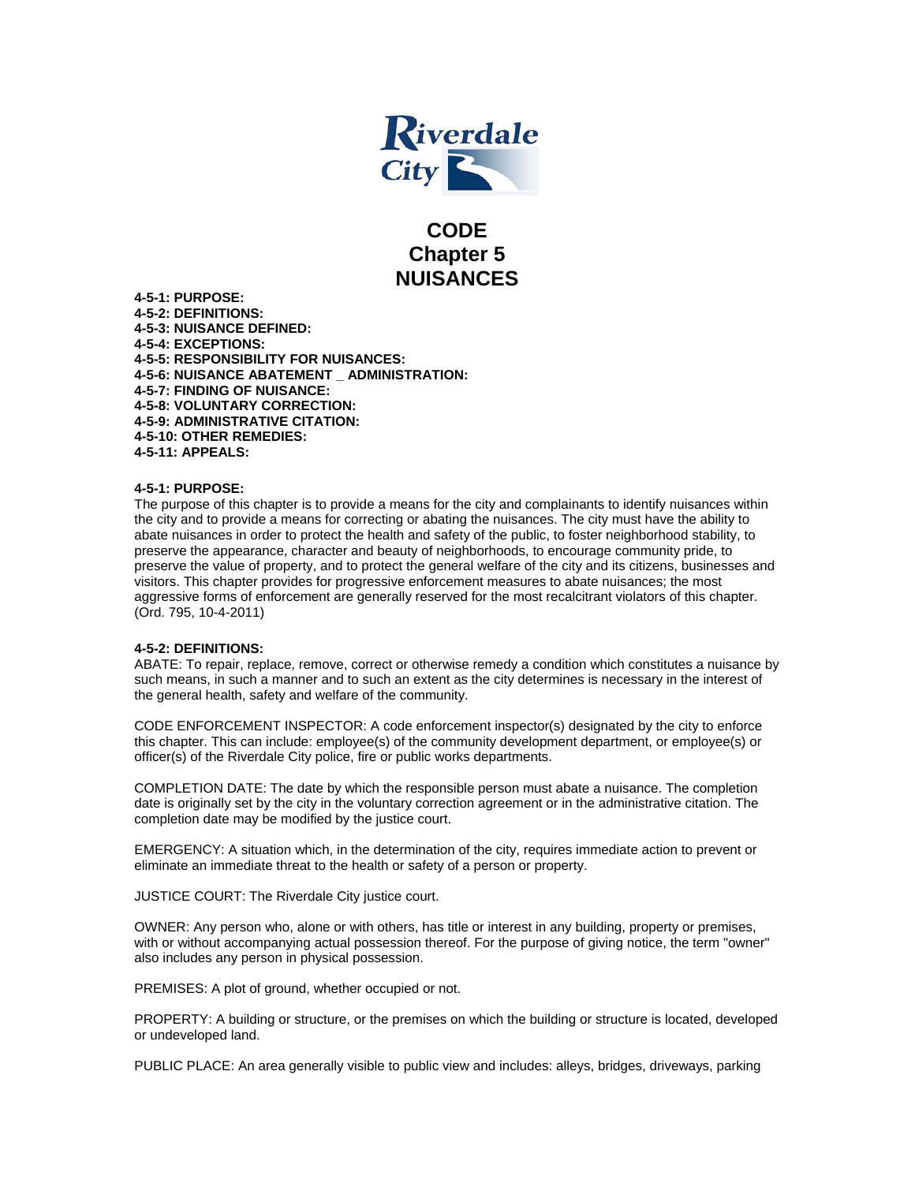Riverdale City

# CODE
# Chapter 5
# NUISANCES

**4-5-1: PURPOSE:**
**4-5-2: DEFINITIONS:**
**4-5-3: NUISANCE DEFINED:**
**4-5-4: EXCEPTIONS:**
**4-5-5: RESPONSIBILITY FOR NUISANCES:**
**4-5-6: NUISANCE ABATEMENT _ ADMINISTRATION:**
**4-5-7: FINDING OF NUISANCE:**
**4-5-8: VOLUNTARY CORRECTION:**
**4-5-9: ADMINISTRATIVE CITATION:**
**4-5-10: OTHER REMEDIES:**
**4-5-11: APPEALS:**

**4-5-1: PURPOSE:**
The purpose of this chapter is to provide a means for the city and complainants to identify nuisances within the city and to provide a means for correcting or abating the nuisances. The city must have the ability to abate nuisances in order to protect the health and safety of the public, to foster neighborhood stability, to preserve the appearance, character and beauty of neighborhoods, to encourage community pride, to preserve the value of property, and to protect the general welfare of the city and its citizens, businesses and visitors. This chapter provides for progressive enforcement measures to abate nuisances; the most aggressive forms of enforcement are generally reserved for the most recalcitrant violators of this chapter. (Ord. 795, 10-4-2011)

**4-5-2: DEFINITIONS:**
ABATE: To repair, replace, remove, correct or otherwise remedy a condition which constitutes a nuisance by such means, in such a manner and to such an extent as the city determines is necessary in the interest of the general health, safety and welfare of the community.

CODE ENFORCEMENT INSPECTOR: A code enforcement inspector(s) designated by the city to enforce this chapter. This can include: employee(s) of the community development department, or employee(s) or officer(s) of the Riverdale City police, fire or public works departments.

COMPLETION DATE: The date by which the responsible person must abate a nuisance. The completion date is originally set by the city in the voluntary correction agreement or in the administrative citation. The completion date may be modified by the justice court.

EMERGENCY: A situation which, in the determination of the city, requires immediate action to prevent or eliminate an immediate threat to the health or safety of a person or property.

JUSTICE COURT: The Riverdale City justice court.

OWNER: Any person who, alone or with others, has title or interest in any building, property or premises, with or without accompanying actual possession thereof. For the purpose of giving notice, the term "owner" also includes any person in physical possession.

PREMISES: A plot of ground, whether occupied or not.

PROPERTY: A building or structure, or the premises on which the building or structure is located, developed or undeveloped land.

PUBLIC PLACE: An area generally visible to public view and includes: alleys, bridges, driveways, parking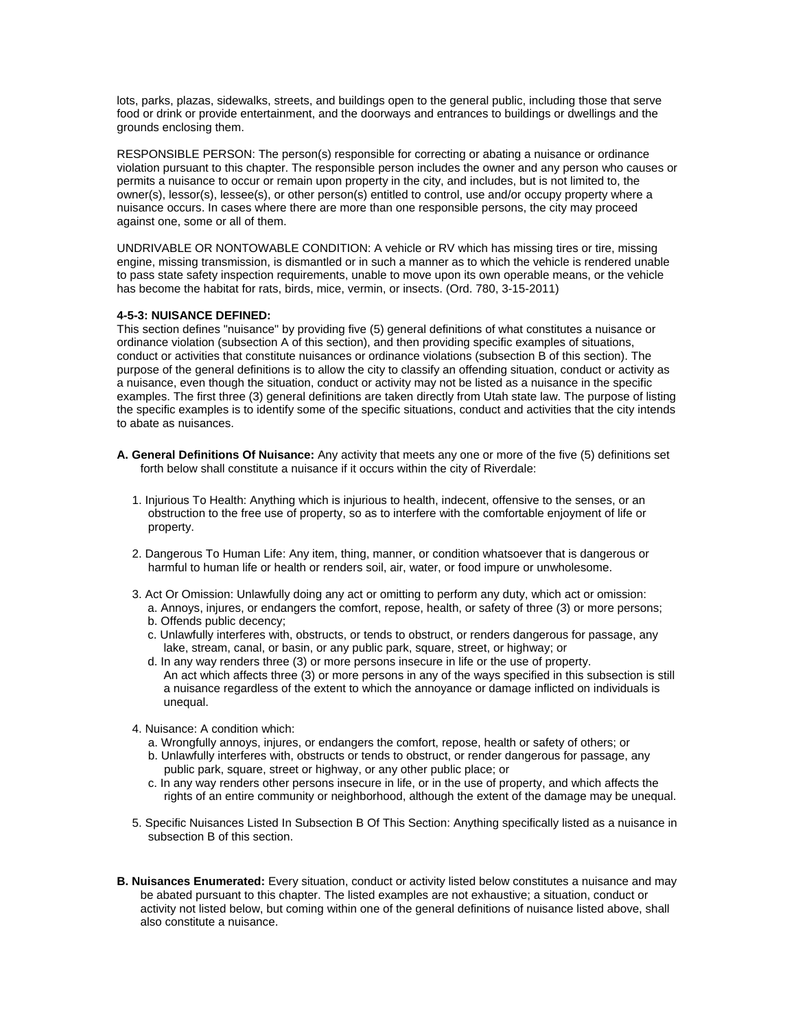lots, parks, plazas, sidewalks, streets, and buildings open to the general public, including those that serve food or drink or provide entertainment, and the doorways and entrances to buildings or dwellings and the grounds enclosing them.

RESPONSIBLE PERSON: The person(s) responsible for correcting or abating a nuisance or ordinance violation pursuant to this chapter. The responsible person includes the owner and any person who causes or permits a nuisance to occur or remain upon property in the city, and includes, but is not limited to, the owner(s), lessor(s), lessee(s), or other person(s) entitled to control, use and/or occupy property where a nuisance occurs. In cases where there are more than one responsible persons, the city may proceed against one, some or all of them.

UNDRIVABLE OR NONTOWABLE CONDITION: A vehicle or RV which has missing tires or tire, missing engine, missing transmission, is dismantled or in such a manner as to which the vehicle is rendered unable to pass state safety inspection requirements, unable to move upon its own operable means, or the vehicle has become the habitat for rats, birds, mice, vermin, or insects. (Ord. 780, 3-15-2011)

**4-5-3: NUISANCE DEFINED:**

This section defines "nuisance" by providing five (5) general definitions of what constitutes a nuisance or ordinance violation (subsection A of this section), and then providing specific examples of situations, conduct or activities that constitute nuisances or ordinance violations (subsection B of this section). The purpose of the general definitions is to allow the city to classify an offending situation, conduct or activity as a nuisance, even though the situation, conduct or activity may not be listed as a nuisance in the specific examples. The first three (3) general definitions are taken directly from Utah state law. The purpose of listing the specific examples is to identify some of the specific situations, conduct and activities that the city intends to abate as nuisances.

**A. General Definitions Of Nuisance:** Any activity that meets any one or more of the five (5) definitions set forth below shall constitute a nuisance if it occurs within the city of Riverdale:

1. Injurious To Health: Anything which is injurious to health, indecent, offensive to the senses, or an obstruction to the free use of property, so as to interfere with the comfortable enjoyment of life or property.

2. Dangerous To Human Life: Any item, thing, manner, or condition whatsoever that is dangerous or harmful to human life or health or renders soil, air, water, or food impure or unwholesome.

3. Act Or Omission: Unlawfully doing any act or omitting to perform any duty, which act or omission:
   a. Annoys, injures, or endangers the comfort, repose, health, or safety of three (3) or more persons;
   b. Offends public decency;
   c. Unlawfully interferes with, obstructs, or tends to obstruct, or renders dangerous for passage, any lake, stream, canal, or basin, or any public park, square, street, or highway; or
   d. In any way renders three (3) or more persons insecure in life or the use of property.
   An act which affects three (3) or more persons in any of the ways specified in this subsection is still a nuisance regardless of the extent to which the annoyance or damage inflicted on individuals is unequal.

4. Nuisance: A condition which:
   a. Wrongfully annoys, injures, or endangers the comfort, repose, health or safety of others; or
   b. Unlawfully interferes with, obstructs or tends to obstruct, or render dangerous for passage, any public park, square, street or highway, or any other public place; or
   c. In any way renders other persons insecure in life, or in the use of property, and which affects the rights of an entire community or neighborhood, although the extent of the damage may be unequal.

5. Specific Nuisances Listed In Subsection B Of This Section: Anything specifically listed as a nuisance in subsection B of this section.

**B. Nuisances Enumerated:** Every situation, conduct or activity listed below constitutes a nuisance and may be abated pursuant to this chapter. The listed examples are not exhaustive; a situation, conduct or activity not listed below, but coming within one of the general definitions of nuisance listed above, shall also constitute a nuisance.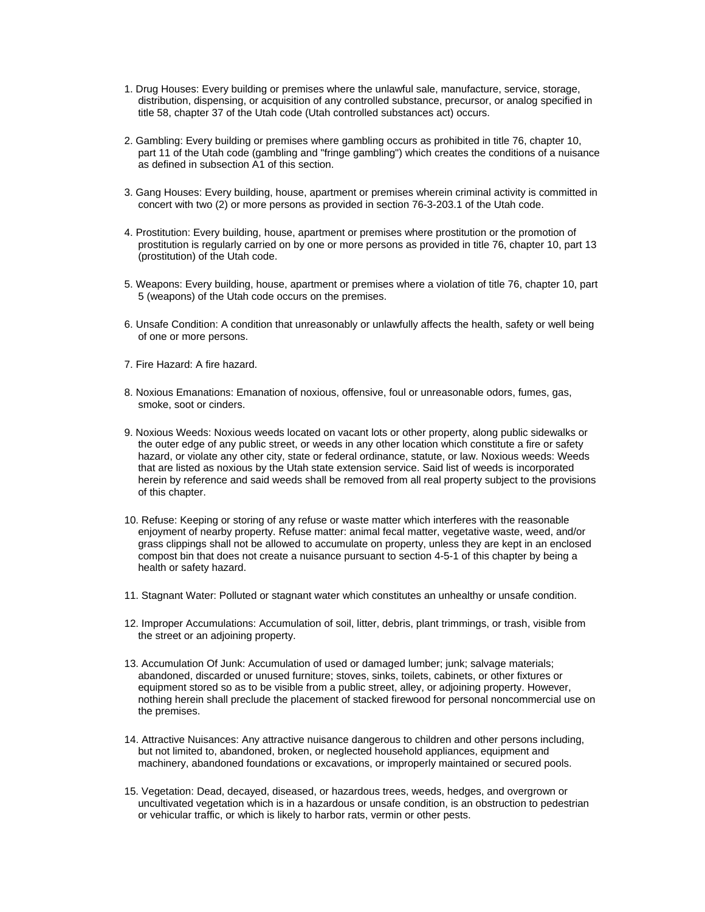1. Drug Houses: Every building or premises where the unlawful sale, manufacture, service, storage, distribution, dispensing, or acquisition of any controlled substance, precursor, or analog specified in title 58, chapter 37 of the Utah code (Utah controlled substances act) occurs.

2. Gambling: Every building or premises where gambling occurs as prohibited in title 76, chapter 10, part 11 of the Utah code (gambling and "fringe gambling") which creates the conditions of a nuisance as defined in subsection A1 of this section.

3. Gang Houses: Every building, house, apartment or premises wherein criminal activity is committed in concert with two (2) or more persons as provided in section 76-3-203.1 of the Utah code.

4. Prostitution: Every building, house, apartment or premises where prostitution or the promotion of prostitution is regularly carried on by one or more persons as provided in title 76, chapter 10, part 13 (prostitution) of the Utah code.

5. Weapons: Every building, house, apartment or premises where a violation of title 76, chapter 10, part 5 (weapons) of the Utah code occurs on the premises.

6. Unsafe Condition: A condition that unreasonably or unlawfully affects the health, safety or well being of one or more persons.

7. Fire Hazard: A fire hazard.

8. Noxious Emanations: Emanation of noxious, offensive, foul or unreasonable odors, fumes, gas, smoke, soot or cinders.

9. Noxious Weeds: Noxious weeds located on vacant lots or other property, along public sidewalks or the outer edge of any public street, or weeds in any other location which constitute a fire or safety hazard, or violate any other city, state or federal ordinance, statute, or law. Noxious weeds: Weeds that are listed as noxious by the Utah state extension service. Said list of weeds is incorporated herein by reference and said weeds shall be removed from all real property subject to the provisions of this chapter.

10. Refuse: Keeping or storing of any refuse or waste matter which interferes with the reasonable enjoyment of nearby property. Refuse matter: animal fecal matter, vegetative waste, weed, and/or grass clippings shall not be allowed to accumulate on property, unless they are kept in an enclosed compost bin that does not create a nuisance pursuant to section 4-5-1 of this chapter by being a health or safety hazard.

11. Stagnant Water: Polluted or stagnant water which constitutes an unhealthy or unsafe condition.

12. Improper Accumulations: Accumulation of soil, litter, debris, plant trimmings, or trash, visible from the street or an adjoining property.

13. Accumulation Of Junk: Accumulation of used or damaged lumber; junk; salvage materials; abandoned, discarded or unused furniture; stoves, sinks, toilets, cabinets, or other fixtures or equipment stored so as to be visible from a public street, alley, or adjoining property. However, nothing herein shall preclude the placement of stacked firewood for personal noncommercial use on the premises.

14. Attractive Nuisances: Any attractive nuisance dangerous to children and other persons including, but not limited to, abandoned, broken, or neglected household appliances, equipment and machinery, abandoned foundations or excavations, or improperly maintained or secured pools.

15. Vegetation: Dead, decayed, diseased, or hazardous trees, weeds, hedges, and overgrown or uncultivated vegetation which is in a hazardous or unsafe condition, is an obstruction to pedestrian or vehicular traffic, or which is likely to harbor rats, vermin or other pests.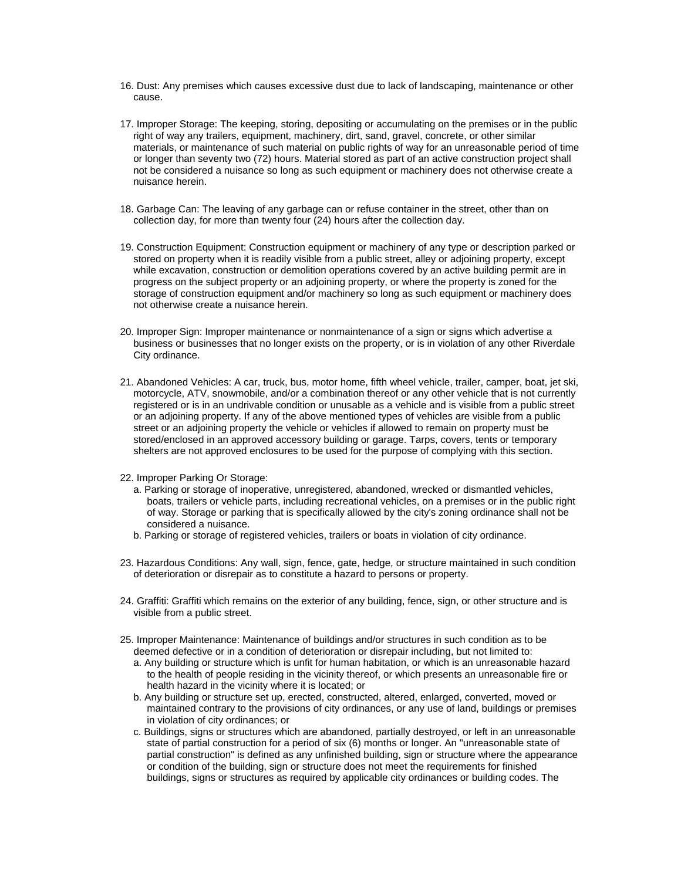16. Dust: Any premises which causes excessive dust due to lack of landscaping, maintenance or other cause.

17. Improper Storage: The keeping, storing, depositing or accumulating on the premises or in the public right of way any trailers, equipment, machinery, dirt, sand, gravel, concrete, or other similar materials, or maintenance of such material on public rights of way for an unreasonable period of time or longer than seventy two (72) hours. Material stored as part of an active construction project shall not be considered a nuisance so long as such equipment or machinery does not otherwise create a nuisance herein.

18. Garbage Can: The leaving of any garbage can or refuse container in the street, other than on collection day, for more than twenty four (24) hours after the collection day.

19. Construction Equipment: Construction equipment or machinery of any type or description parked or stored on property when it is readily visible from a public street, alley or adjoining property, except while excavation, construction or demolition operations covered by an active building permit are in progress on the subject property or an adjoining property, or where the property is zoned for the storage of construction equipment and/or machinery so long as such equipment or machinery does not otherwise create a nuisance herein.

20. Improper Sign: Improper maintenance or nonmaintenance of a sign or signs which advertise a business or businesses that no longer exists on the property, or is in violation of any other Riverdale City ordinance.

21. Abandoned Vehicles: A car, truck, bus, motor home, fifth wheel vehicle, trailer, camper, boat, jet ski, motorcycle, ATV, snowmobile, and/or a combination thereof or any other vehicle that is not currently registered or is in an undrivable condition or unusable as a vehicle and is visible from a public street or an adjoining property. If any of the above mentioned types of vehicles are visible from a public street or an adjoining property the vehicle or vehicles if allowed to remain on property must be stored/enclosed in an approved accessory building or garage. Tarps, covers, tents or temporary shelters are not approved enclosures to be used for the purpose of complying with this section.

22. Improper Parking Or Storage:
   a. Parking or storage of inoperative, unregistered, abandoned, wrecked or dismantled vehicles, boats, trailers or vehicle parts, including recreational vehicles, on a premises or in the public right of way. Storage or parking that is specifically allowed by the city's zoning ordinance shall not be considered a nuisance.
   b. Parking or storage of registered vehicles, trailers or boats in violation of city ordinance.

23. Hazardous Conditions: Any wall, sign, fence, gate, hedge, or structure maintained in such condition of deterioration or disrepair as to constitute a hazard to persons or property.

24. Graffiti: Graffiti which remains on the exterior of any building, fence, sign, or other structure and is visible from a public street.

25. Improper Maintenance: Maintenance of buildings and/or structures in such condition as to be deemed defective or in a condition of deterioration or disrepair including, but not limited to:
   a. Any building or structure which is unfit for human habitation, or which is an unreasonable hazard to the health of people residing in the vicinity thereof, or which presents an unreasonable fire or health hazard in the vicinity where it is located; or
   b. Any building or structure set up, erected, constructed, altered, enlarged, converted, moved or maintained contrary to the provisions of city ordinances, or any use of land, buildings or premises in violation of city ordinances; or
   c. Buildings, signs or structures which are abandoned, partially destroyed, or left in an unreasonable state of partial construction for a period of six (6) months or longer. An "unreasonable state of partial construction" is defined as any unfinished building, sign or structure where the appearance or condition of the building, sign or structure does not meet the requirements for finished buildings, signs or structures as required by applicable city ordinances or building codes. The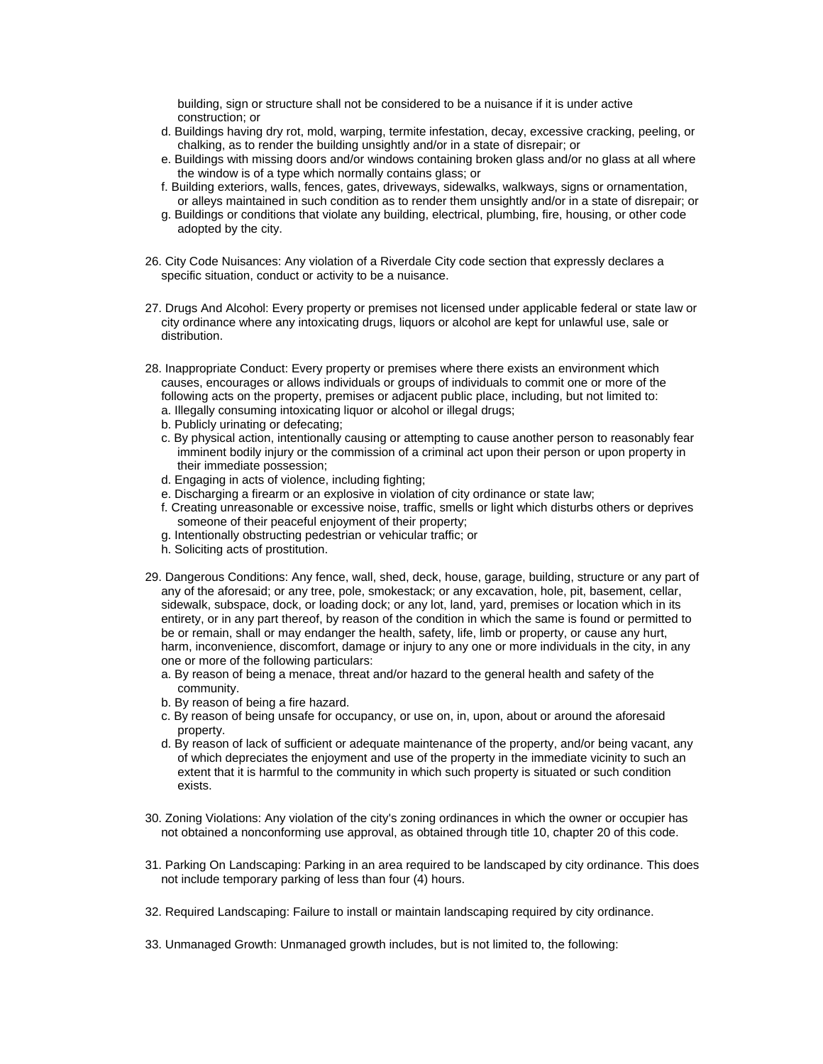building, sign or structure shall not be considered to be a nuisance if it is under active construction; or

d. Buildings having dry rot, mold, warping, termite infestation, decay, excessive cracking, peeling, or chalking, as to render the building unsightly and/or in a state of disrepair; or

e. Buildings with missing doors and/or windows containing broken glass and/or no glass at all where the window is of a type which normally contains glass; or

f. Building exteriors, walls, fences, gates, driveways, sidewalks, walkways, signs or ornamentation, or alleys maintained in such condition as to render them unsightly and/or in a state of disrepair; or

g. Buildings or conditions that violate any building, electrical, plumbing, fire, housing, or other code adopted by the city.

26. City Code Nuisances: Any violation of a Riverdale City code section that expressly declares a specific situation, conduct or activity to be a nuisance.

27. Drugs And Alcohol: Every property or premises not licensed under applicable federal or state law or city ordinance where any intoxicating drugs, liquors or alcohol are kept for unlawful use, sale or distribution.

28. Inappropriate Conduct: Every property or premises where there exists an environment which causes, encourages or allows individuals or groups of individuals to commit one or more of the following acts on the property, premises or adjacent public place, including, but not limited to:

a. Illegally consuming intoxicating liquor or alcohol or illegal drugs;

b. Publicly urinating or defecating;

c. By physical action, intentionally causing or attempting to cause another person to reasonably fear imminent bodily injury or the commission of a criminal act upon their person or upon property in their immediate possession;

d. Engaging in acts of violence, including fighting;

e. Discharging a firearm or an explosive in violation of city ordinance or state law;

f. Creating unreasonable or excessive noise, traffic, smells or light which disturbs others or deprives someone of their peaceful enjoyment of their property;

g. Intentionally obstructing pedestrian or vehicular traffic; or

h. Soliciting acts of prostitution.

29. Dangerous Conditions: Any fence, wall, shed, deck, house, garage, building, structure or any part of any of the aforesaid; or any tree, pole, smokestack; or any excavation, hole, pit, basement, cellar, sidewalk, subspace, dock, or loading dock; or any lot, land, yard, premises or location which in its entirety, or in any part thereof, by reason of the condition in which the same is found or permitted to be or remain, shall or may endanger the health, safety, life, limb or property, or cause any hurt, harm, inconvenience, discomfort, damage or injury to any one or more individuals in the city, in any one or more of the following particulars:

a. By reason of being a menace, threat and/or hazard to the general health and safety of the community.

b. By reason of being a fire hazard.

c. By reason of being unsafe for occupancy, or use on, in, upon, about or around the aforesaid property.

d. By reason of lack of sufficient or adequate maintenance of the property, and/or being vacant, any of which depreciates the enjoyment and use of the property in the immediate vicinity to such an extent that it is harmful to the community in which such property is situated or such condition exists.

30. Zoning Violations: Any violation of the city's zoning ordinances in which the owner or occupier has not obtained a nonconforming use approval, as obtained through title 10, chapter 20 of this code.

31. Parking On Landscaping: Parking in an area required to be landscaped by city ordinance. This does not include temporary parking of less than four (4) hours.

32. Required Landscaping: Failure to install or maintain landscaping required by city ordinance.

33. Unmanaged Growth: Unmanaged growth includes, but is not limited to, the following: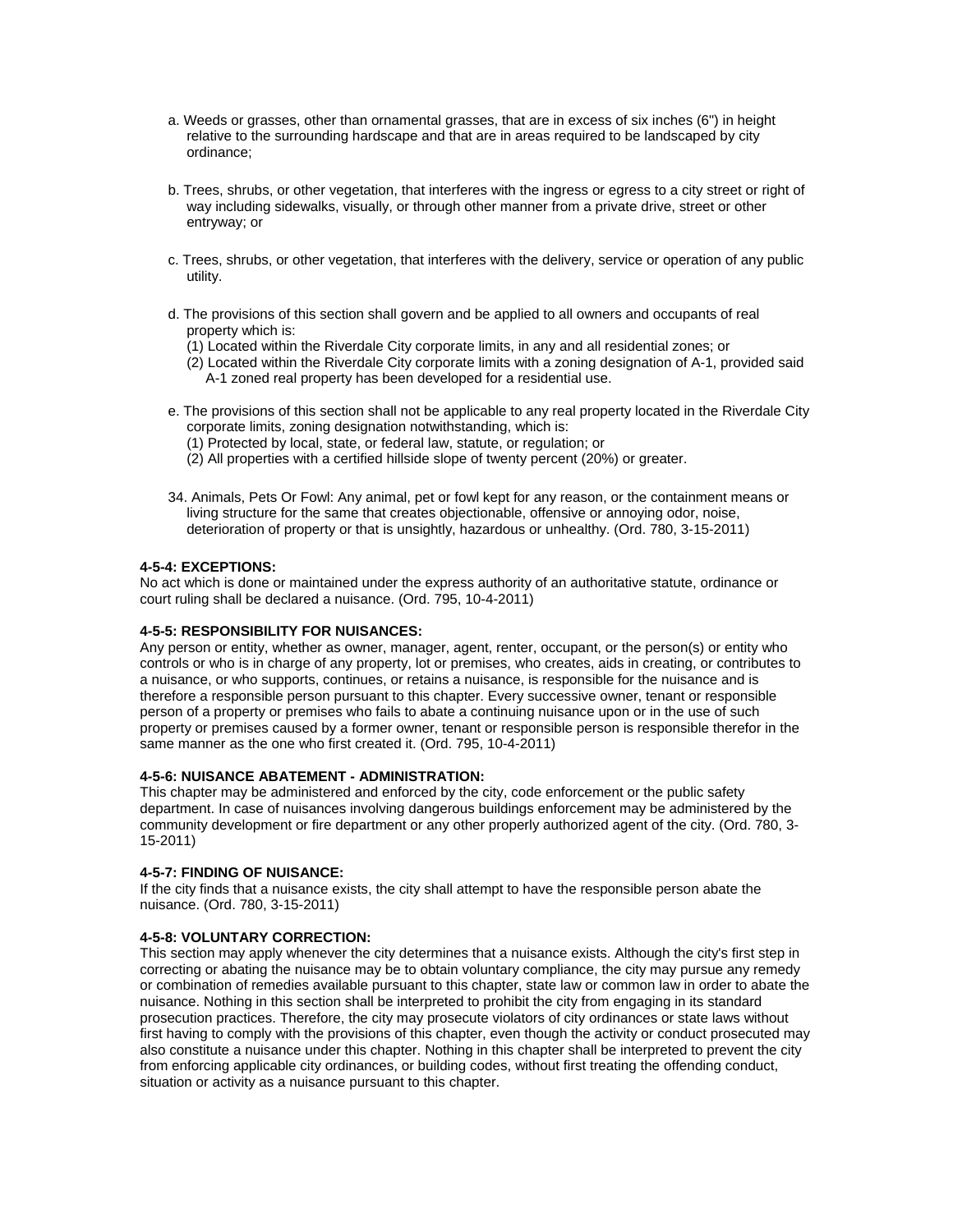a. Weeds or grasses, other than ornamental grasses, that are in excess of six inches (6") in height relative to the surrounding hardscape and that are in areas required to be landscaped by city ordinance;

b. Trees, shrubs, or other vegetation, that interferes with the ingress or egress to a city street or right of way including sidewalks, visually, or through other manner from a private drive, street or other entryway; or

c. Trees, shrubs, or other vegetation, that interferes with the delivery, service or operation of any public utility.

d. The provisions of this section shall govern and be applied to all owners and occupants of real property which is:
(1) Located within the Riverdale City corporate limits, in any and all residential zones; or
(2) Located within the Riverdale City corporate limits with a zoning designation of A-1, provided said A-1 zoned real property has been developed for a residential use.

e. The provisions of this section shall not be applicable to any real property located in the Riverdale City corporate limits, zoning designation notwithstanding, which is:
(1) Protected by local, state, or federal law, statute, or regulation; or
(2) All properties with a certified hillside slope of twenty percent (20%) or greater.

34. Animals, Pets Or Fowl: Any animal, pet or fowl kept for any reason, or the containment means or living structure for the same that creates objectionable, offensive or annoying odor, noise, deterioration of property or that is unsightly, hazardous or unhealthy. (Ord. 780, 3-15-2011)

**4-5-4: EXCEPTIONS:**
No act which is done or maintained under the express authority of an authoritative statute, ordinance or court ruling shall be declared a nuisance. (Ord. 795, 10-4-2011)

**4-5-5: RESPONSIBILITY FOR NUISANCES:**
Any person or entity, whether as owner, manager, agent, renter, occupant, or the person(s) or entity who controls or who is in charge of any property, lot or premises, who creates, aids in creating, or contributes to a nuisance, or who supports, continues, or retains a nuisance, is responsible for the nuisance and is therefore a responsible person pursuant to this chapter. Every successive owner, tenant or responsible person of a property or premises who fails to abate a continuing nuisance upon or in the use of such property or premises caused by a former owner, tenant or responsible person is responsible therefor in the same manner as the one who first created it. (Ord. 795, 10-4-2011)

**4-5-6: NUISANCE ABATEMENT - ADMINISTRATION:**
This chapter may be administered and enforced by the city, code enforcement or the public safety department. In case of nuisances involving dangerous buildings enforcement may be administered by the community development or fire department or any other properly authorized agent of the city. (Ord. 780, 3-15-2011)

**4-5-7: FINDING OF NUISANCE:**
If the city finds that a nuisance exists, the city shall attempt to have the responsible person abate the nuisance. (Ord. 780, 3-15-2011)

**4-5-8: VOLUNTARY CORRECTION:**
This section may apply whenever the city determines that a nuisance exists. Although the city's first step in correcting or abating the nuisance may be to obtain voluntary compliance, the city may pursue any remedy or combination of remedies available pursuant to this chapter, state law or common law in order to abate the nuisance. Nothing in this section shall be interpreted to prohibit the city from engaging in its standard prosecution practices. Therefore, the city may prosecute violators of city ordinances or state laws without first having to comply with the provisions of this chapter, even though the activity or conduct prosecuted may also constitute a nuisance under this chapter. Nothing in this chapter shall be interpreted to prevent the city from enforcing applicable city ordinances, or building codes, without first treating the offending conduct, situation or activity as a nuisance pursuant to this chapter.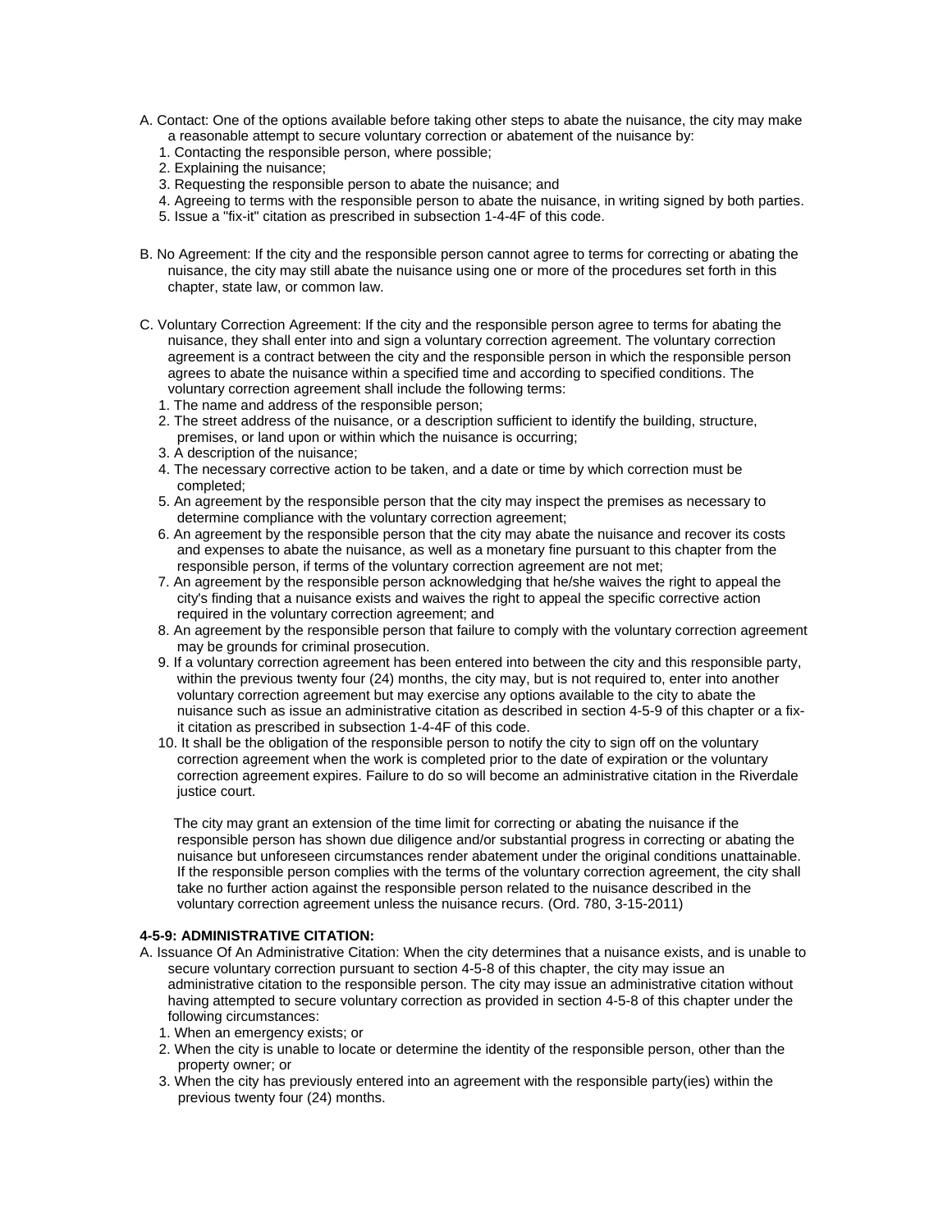A. Contact: One of the options available before taking other steps to abate the nuisance, the city may make a reasonable attempt to secure voluntary correction or abatement of the nuisance by:

1. Contacting the responsible person, where possible;
2. Explaining the nuisance;
3. Requesting the responsible person to abate the nuisance; and
4. Agreeing to terms with the responsible person to abate the nuisance, in writing signed by both parties.
5. Issue a "fix-it" citation as prescribed in subsection 1-4-4F of this code.

B. No Agreement: If the city and the responsible person cannot agree to terms for correcting or abating the nuisance, the city may still abate the nuisance using one or more of the procedures set forth in this chapter, state law, or common law.

C. Voluntary Correction Agreement: If the city and the responsible person agree to terms for abating the nuisance, they shall enter into and sign a voluntary correction agreement. The voluntary correction agreement is a contract between the city and the responsible person in which the responsible person agrees to abate the nuisance within a specified time and according to specified conditions. The voluntary correction agreement shall include the following terms:

1. The name and address of the responsible person;
2. The street address of the nuisance, or a description sufficient to identify the building, structure, premises, or land upon or within which the nuisance is occurring;
3. A description of the nuisance;
4. The necessary corrective action to be taken, and a date or time by which correction must be completed;
5. An agreement by the responsible person that the city may inspect the premises as necessary to determine compliance with the voluntary correction agreement;
6. An agreement by the responsible person that the city may abate the nuisance and recover its costs and expenses to abate the nuisance, as well as a monetary fine pursuant to this chapter from the responsible person, if terms of the voluntary correction agreement are not met;
7. An agreement by the responsible person acknowledging that he/she waives the right to appeal the city's finding that a nuisance exists and waives the right to appeal the specific corrective action required in the voluntary correction agreement; and
8. An agreement by the responsible person that failure to comply with the voluntary correction agreement may be grounds for criminal prosecution.
9. If a voluntary correction agreement has been entered into between the city and this responsible party, within the previous twenty four (24) months, the city may, but is not required to, enter into another voluntary correction agreement but may exercise any options available to the city to abate the nuisance such as issue an administrative citation as described in section 4-5-9 of this chapter or a fix-it citation as prescribed in subsection 1-4-4F of this code.
10. It shall be the obligation of the responsible person to notify the city to sign off on the voluntary correction agreement when the work is completed prior to the date of expiration or the voluntary correction agreement expires. Failure to do so will become an administrative citation in the Riverdale justice court.

The city may grant an extension of the time limit for correcting or abating the nuisance if the responsible person has shown due diligence and/or substantial progress in correcting or abating the nuisance but unforeseen circumstances render abatement under the original conditions unattainable. If the responsible person complies with the terms of the voluntary correction agreement, the city shall take no further action against the responsible person related to the nuisance described in the voluntary correction agreement unless the nuisance recurs. (Ord. 780, 3-15-2011)

**4-5-9: ADMINISTRATIVE CITATION:**

A. Issuance Of An Administrative Citation: When the city determines that a nuisance exists, and is unable to secure voluntary correction pursuant to section 4-5-8 of this chapter, the city may issue an administrative citation to the responsible person. The city may issue an administrative citation without having attempted to secure voluntary correction as provided in section 4-5-8 of this chapter under the following circumstances:

1. When an emergency exists; or
2. When the city is unable to locate or determine the identity of the responsible person, other than the property owner; or
3. When the city has previously entered into an agreement with the responsible party(ies) within the previous twenty four (24) months.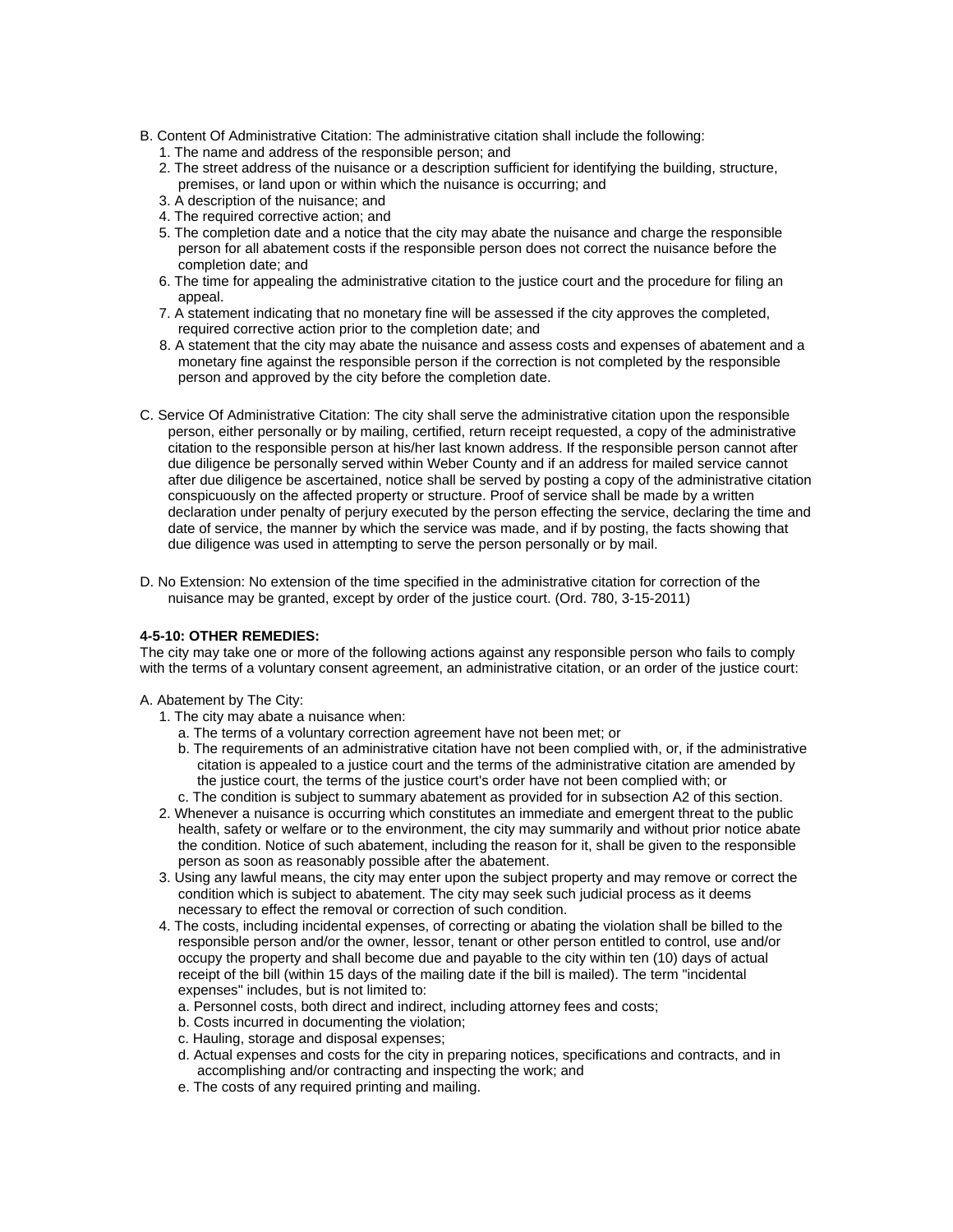B. Content Of Administrative Citation: The administrative citation shall include the following:

1. The name and address of the responsible person; and
2. The street address of the nuisance or a description sufficient for identifying the building, structure, premises, or land upon or within which the nuisance is occurring; and
3. A description of the nuisance; and
4. The required corrective action; and
5. The completion date and a notice that the city may abate the nuisance and charge the responsible person for all abatement costs if the responsible person does not correct the nuisance before the completion date; and
6. The time for appealing the administrative citation to the justice court and the procedure for filing an appeal.
7. A statement indicating that no monetary fine will be assessed if the city approves the completed, required corrective action prior to the completion date; and
8. A statement that the city may abate the nuisance and assess costs and expenses of abatement and a monetary fine against the responsible person if the correction is not completed by the responsible person and approved by the city before the completion date.

C. Service Of Administrative Citation: The city shall serve the administrative citation upon the responsible person, either personally or by mailing, certified, return receipt requested, a copy of the administrative citation to the responsible person at his/her last known address. If the responsible person cannot after due diligence be personally served within Weber County and if an address for mailed service cannot after due diligence be ascertained, notice shall be served by posting a copy of the administrative citation conspicuously on the affected property or structure. Proof of service shall be made by a written declaration under penalty of perjury executed by the person effecting the service, declaring the time and date of service, the manner by which the service was made, and if by posting, the facts showing that due diligence was used in attempting to serve the person personally or by mail.

D. No Extension: No extension of the time specified in the administrative citation for correction of the nuisance may be granted, except by order of the justice court. (Ord. 780, 3-15-2011)

**4-5-10: OTHER REMEDIES:**

The city may take one or more of the following actions against any responsible person who fails to comply with the terms of a voluntary consent agreement, an administrative citation, or an order of the justice court:

A. Abatement by The City:

1. The city may abate a nuisance when:
   a. The terms of a voluntary correction agreement have not been met; or
   b. The requirements of an administrative citation have not been complied with, or, if the administrative citation is appealed to a justice court and the terms of the administrative citation are amended by the justice court, the terms of the justice court's order have not been complied with; or
   c. The condition is subject to summary abatement as provided for in subsection A2 of this section.
2. Whenever a nuisance is occurring which constitutes an immediate and emergent threat to the public health, safety or welfare or to the environment, the city may summarily and without prior notice abate the condition. Notice of such abatement, including the reason for it, shall be given to the responsible person as soon as reasonably possible after the abatement.
3. Using any lawful means, the city may enter upon the subject property and may remove or correct the condition which is subject to abatement. The city may seek such judicial process as it deems necessary to effect the removal or correction of such condition.
4. The costs, including incidental expenses, of correcting or abating the violation shall be billed to the responsible person and/or the owner, lessor, tenant or other person entitled to control, use and/or occupy the property and shall become due and payable to the city within ten (10) days of actual receipt of the bill (within 15 days of the mailing date if the bill is mailed). The term "incidental expenses" includes, but is not limited to:
   a. Personnel costs, both direct and indirect, including attorney fees and costs;
   b. Costs incurred in documenting the violation;
   c. Hauling, storage and disposal expenses;
   d. Actual expenses and costs for the city in preparing notices, specifications and contracts, and in accomplishing and/or contracting and inspecting the work; and
   e. The costs of any required printing and mailing.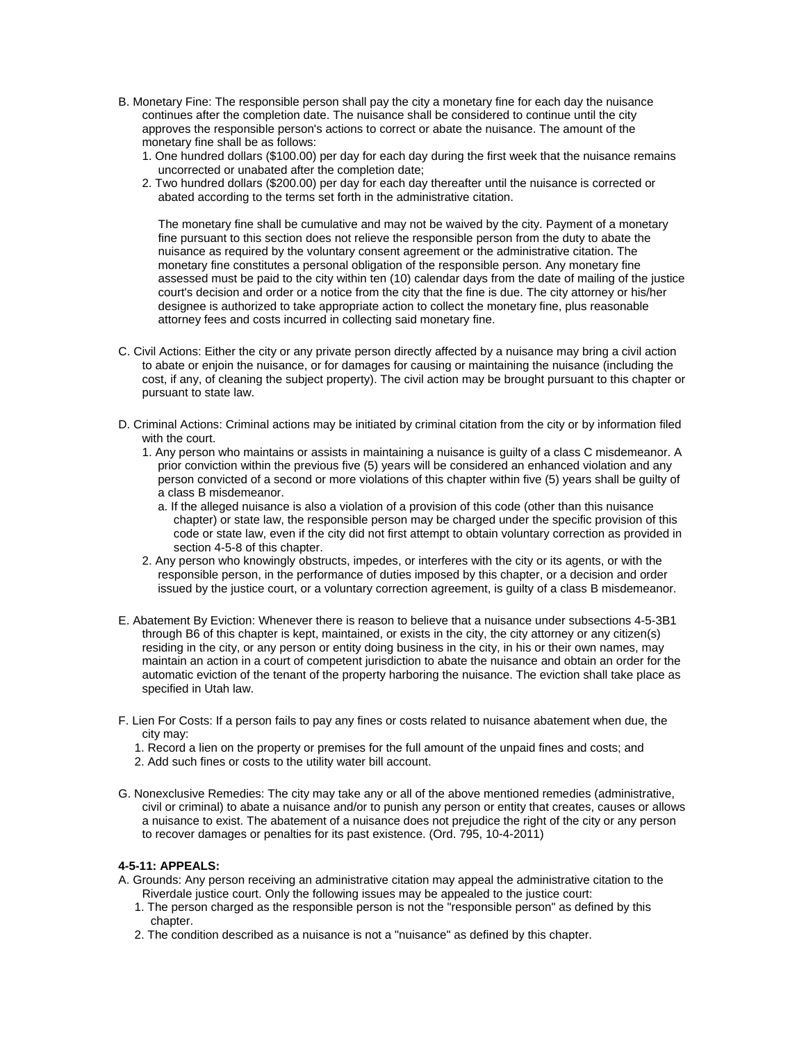B. Monetary Fine: The responsible person shall pay the city a monetary fine for each day the nuisance continues after the completion date. The nuisance shall be considered to continue until the city approves the responsible person's actions to correct or abate the nuisance. The amount of the monetary fine shall be as follows:

1. One hundred dollars ($100.00) per day for each day during the first week that the nuisance remains uncorrected or unabated after the completion date;
2. Two hundred dollars ($200.00) per day for each day thereafter until the nuisance is corrected or abated according to the terms set forth in the administrative citation.

   The monetary fine shall be cumulative and may not be waived by the city. Payment of a monetary fine pursuant to this section does not relieve the responsible person from the duty to abate the nuisance as required by the voluntary consent agreement or the administrative citation. The monetary fine constitutes a personal obligation of the responsible person. Any monetary fine assessed must be paid to the city within ten (10) calendar days from the date of mailing of the justice court's decision and order or a notice from the city that the fine is due. The city attorney or his/her designee is authorized to take appropriate action to collect the monetary fine, plus reasonable attorney fees and costs incurred in collecting said monetary fine.

C. Civil Actions: Either the city or any private person directly affected by a nuisance may bring a civil action to abate or enjoin the nuisance, or for damages for causing or maintaining the nuisance (including the cost, if any, of cleaning the subject property). The civil action may be brought pursuant to this chapter or pursuant to state law.

D. Criminal Actions: Criminal actions may be initiated by criminal citation from the city or by information filed with the court.

1. Any person who maintains or assists in maintaining a nuisance is guilty of a class C misdemeanor. A prior conviction within the previous five (5) years will be considered an enhanced violation and any person convicted of a second or more violations of this chapter within five (5) years shall be guilty of a class B misdemeanor.
   a. If the alleged nuisance is also a violation of a provision of this code (other than this nuisance chapter) or state law, the responsible person may be charged under the specific provision of this code or state law, even if the city did not first attempt to obtain voluntary correction as provided in section 4-5-8 of this chapter.
2. Any person who knowingly obstructs, impedes, or interferes with the city or its agents, or with the responsible person, in the performance of duties imposed by this chapter, or a decision and order issued by the justice court, or a voluntary correction agreement, is guilty of a class B misdemeanor.

E. Abatement By Eviction: Whenever there is reason to believe that a nuisance under subsections 4-5-3B1 through B6 of this chapter is kept, maintained, or exists in the city, the city attorney or any citizen(s) residing in the city, or any person or entity doing business in the city, in his or their own names, may maintain an action in a court of competent jurisdiction to abate the nuisance and obtain an order for the automatic eviction of the tenant of the property harboring the nuisance. The eviction shall take place as specified in Utah law.

F. Lien For Costs: If a person fails to pay any fines or costs related to nuisance abatement when due, the city may:

1. Record a lien on the property or premises for the full amount of the unpaid fines and costs; and
2. Add such fines or costs to the utility water bill account.

G. Nonexclusive Remedies: The city may take any or all of the above mentioned remedies (administrative, civil or criminal) to abate a nuisance and/or to punish any person or entity that creates, causes or allows a nuisance to exist. The abatement of a nuisance does not prejudice the right of the city or any person to recover damages or penalties for its past existence. (Ord. 795, 10-4-2011)

**4-5-11: APPEALS:**

A. Grounds: Any person receiving an administrative citation may appeal the administrative citation to the Riverdale justice court. Only the following issues may be appealed to the justice court:

1. The person charged as the responsible person is not the "responsible person" as defined by this chapter.
2. The condition described as a nuisance is not a "nuisance" as defined by this chapter.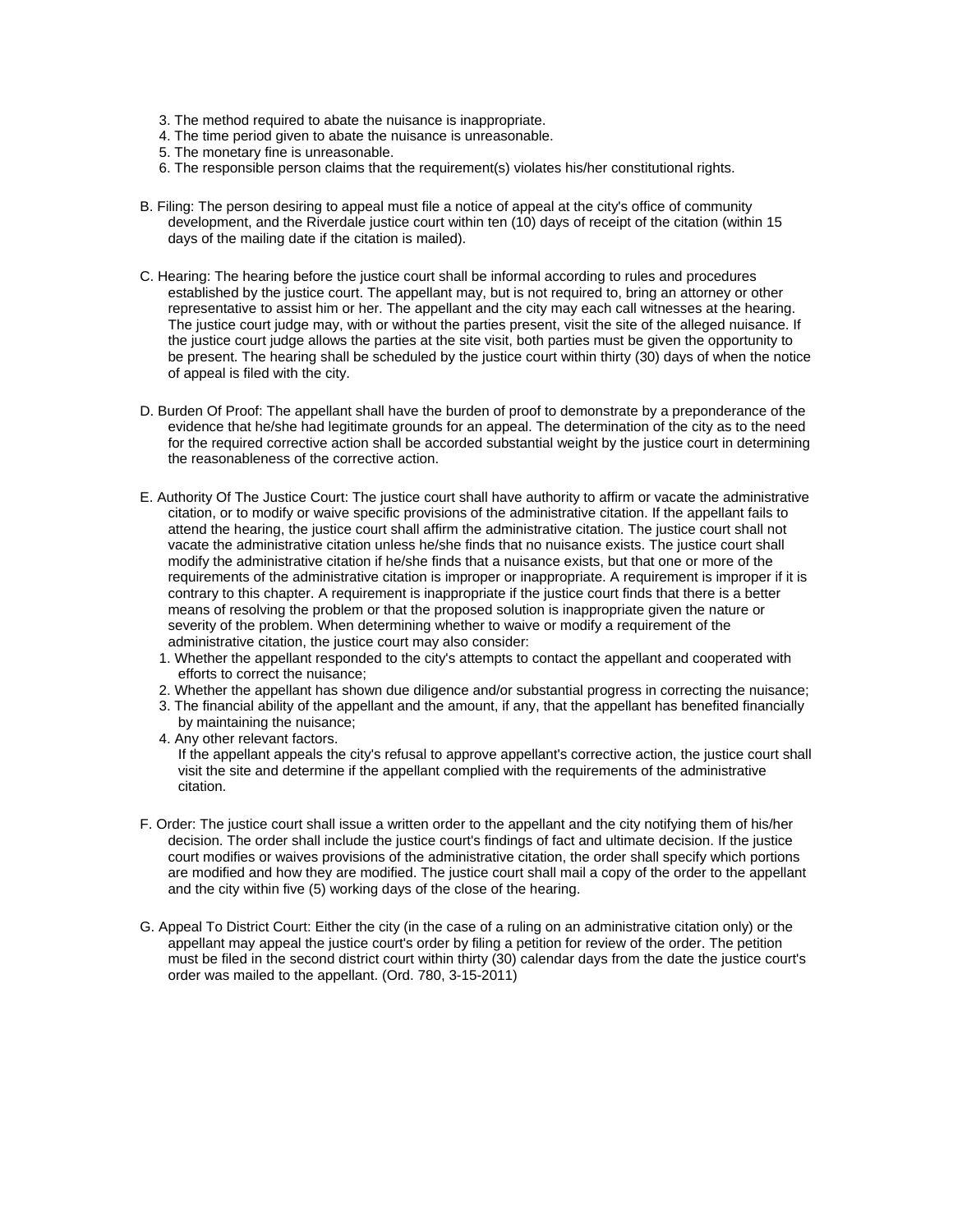3. The method required to abate the nuisance is inappropriate.
4. The time period given to abate the nuisance is unreasonable.
5. The monetary fine is unreasonable.
6. The responsible person claims that the requirement(s) violates his/her constitutional rights.

B. Filing: The person desiring to appeal must file a notice of appeal at the city's office of community development, and the Riverdale justice court within ten (10) days of receipt of the citation (within 15 days of the mailing date if the citation is mailed).

C. Hearing: The hearing before the justice court shall be informal according to rules and procedures established by the justice court. The appellant may, but is not required to, bring an attorney or other representative to assist him or her. The appellant and the city may each call witnesses at the hearing. The justice court judge may, with or without the parties present, visit the site of the alleged nuisance. If the justice court judge allows the parties at the site visit, both parties must be given the opportunity to be present. The hearing shall be scheduled by the justice court within thirty (30) days of when the notice of appeal is filed with the city.

D. Burden Of Proof: The appellant shall have the burden of proof to demonstrate by a preponderance of the evidence that he/she had legitimate grounds for an appeal. The determination of the city as to the need for the required corrective action shall be accorded substantial weight by the justice court in determining the reasonableness of the corrective action.

E. Authority Of The Justice Court: The justice court shall have authority to affirm or vacate the administrative citation, or to modify or waive specific provisions of the administrative citation. If the appellant fails to attend the hearing, the justice court shall affirm the administrative citation. The justice court shall not vacate the administrative citation unless he/she finds that no nuisance exists. The justice court shall modify the administrative citation if he/she finds that a nuisance exists, but that one or more of the requirements of the administrative citation is improper or inappropriate. A requirement is improper if it is contrary to this chapter. A requirement is inappropriate if the justice court finds that there is a better means of resolving the problem or that the proposed solution is inappropriate given the nature or severity of the problem. When determining whether to waive or modify a requirement of the administrative citation, the justice court may also consider:

1. Whether the appellant responded to the city's attempts to contact the appellant and cooperated with efforts to correct the nuisance;
2. Whether the appellant has shown due diligence and/or substantial progress in correcting the nuisance;
3. The financial ability of the appellant and the amount, if any, that the appellant has benefited financially by maintaining the nuisance;
4. Any other relevant factors.

If the appellant appeals the city's refusal to approve appellant's corrective action, the justice court shall visit the site and determine if the appellant complied with the requirements of the administrative citation.

F. Order: The justice court shall issue a written order to the appellant and the city notifying them of his/her decision. The order shall include the justice court's findings of fact and ultimate decision. If the justice court modifies or waives provisions of the administrative citation, the order shall specify which portions are modified and how they are modified. The justice court shall mail a copy of the order to the appellant and the city within five (5) working days of the close of the hearing.

G. Appeal To District Court: Either the city (in the case of a ruling on an administrative citation only) or the appellant may appeal the justice court's order by filing a petition for review of the order. The petition must be filed in the second district court within thirty (30) calendar days from the date the justice court's order was mailed to the appellant. (Ord. 780, 3-15-2011)